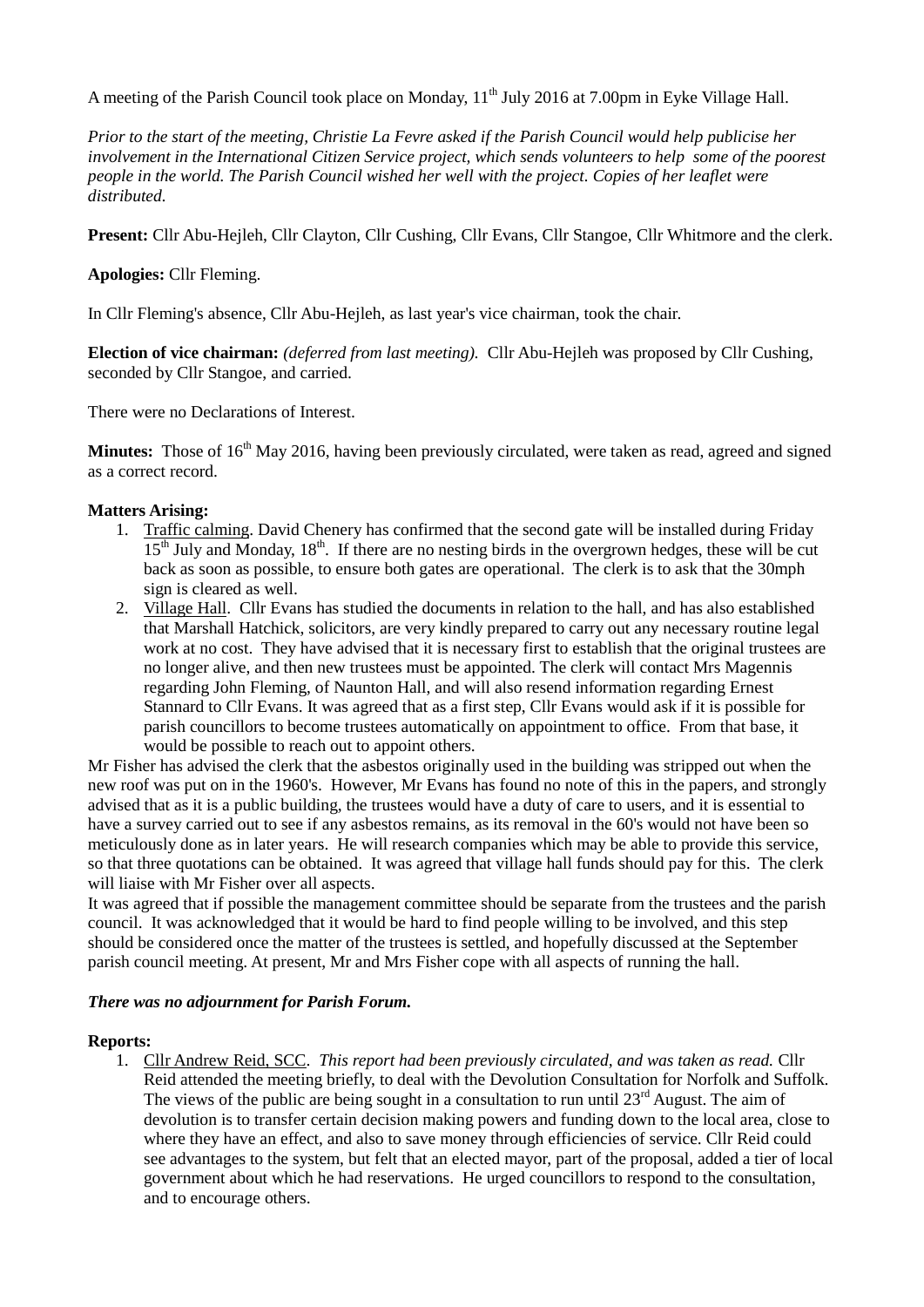A meeting of the Parish Council took place on Monday, 11th July 2016 at 7.00pm in Eyke Village Hall.

*Prior to the start of the meeting, Christie La Fevre asked if the Parish Council would help publicise her involvement in the International Citizen Service project, which sends volunteers to help some of the poorest people in the world. The Parish Council wished her well with the project. Copies of her leaflet were distributed.*

**Present:** Cllr Abu-Hejleh, Cllr Clayton, Cllr Cushing, Cllr Evans, Cllr Stangoe, Cllr Whitmore and the clerk.

**Apologies:** Cllr Fleming.

In Cllr Fleming's absence, Cllr Abu-Hejleh, as last year's vice chairman, took the chair.

**Election of vice chairman:** *(deferred from last meeting).* Cllr Abu-Hejleh was proposed by Cllr Cushing, seconded by Cllr Stangoe, and carried.

There were no Declarations of Interest.

**Minutes:** Those of 16th May 2016, having been previously circulated, were taken as read, agreed and signed as a correct record.

**Matters Arising:**

1. Traffic calming. David Chenery has confirmed that the second gate will be installed during Friday 15th July and Monday, 18th. If there are no nesting birds in the overgrown hedges, these will be cut back as soon as possible, to ensure both gates are operational. The clerk is to ask that the 30mph sign is cleared as well.
2. Village Hall. Cllr Evans has studied the documents in relation to the hall, and has also established that Marshall Hatchick, solicitors, are very kindly prepared to carry out any necessary routine legal work at no cost. They have advised that it is necessary first to establish that the original trustees are no longer alive, and then new trustees must be appointed. The clerk will contact Mrs Magennis regarding John Fleming, of Naunton Hall, and will also resend information regarding Ernest Stannard to Cllr Evans. It was agreed that as a first step, Cllr Evans would ask if it is possible for parish councillors to become trustees automatically on appointment to office. From that base, it would be possible to reach out to appoint others.

Mr Fisher has advised the clerk that the asbestos originally used in the building was stripped out when the new roof was put on in the 1960's. However, Mr Evans has found no note of this in the papers, and strongly advised that as it is a public building, the trustees would have a duty of care to users, and it is essential to have a survey carried out to see if any asbestos remains, as its removal in the 60's would not have been so meticulously done as in later years. He will research companies which may be able to provide this service, so that three quotations can be obtained. It was agreed that village hall funds should pay for this. The clerk will liaise with Mr Fisher over all aspects.

It was agreed that if possible the management committee should be separate from the trustees and the parish council. It was acknowledged that it would be hard to find people willing to be involved, and this step should be considered once the matter of the trustees is settled, and hopefully discussed at the September parish council meeting. At present, Mr and Mrs Fisher cope with all aspects of running the hall.

***There was no adjournment for Parish Forum.***

**Reports:**

1. Cllr Andrew Reid, SCC. *This report had been previously circulated, and was taken as read.* Cllr Reid attended the meeting briefly, to deal with the Devolution Consultation for Norfolk and Suffolk. The views of the public are being sought in a consultation to run until 23rd August. The aim of devolution is to transfer certain decision making powers and funding down to the local area, close to where they have an effect, and also to save money through efficiencies of service. Cllr Reid could see advantages to the system, but felt that an elected mayor, part of the proposal, added a tier of local government about which he had reservations. He urged councillors to respond to the consultation, and to encourage others.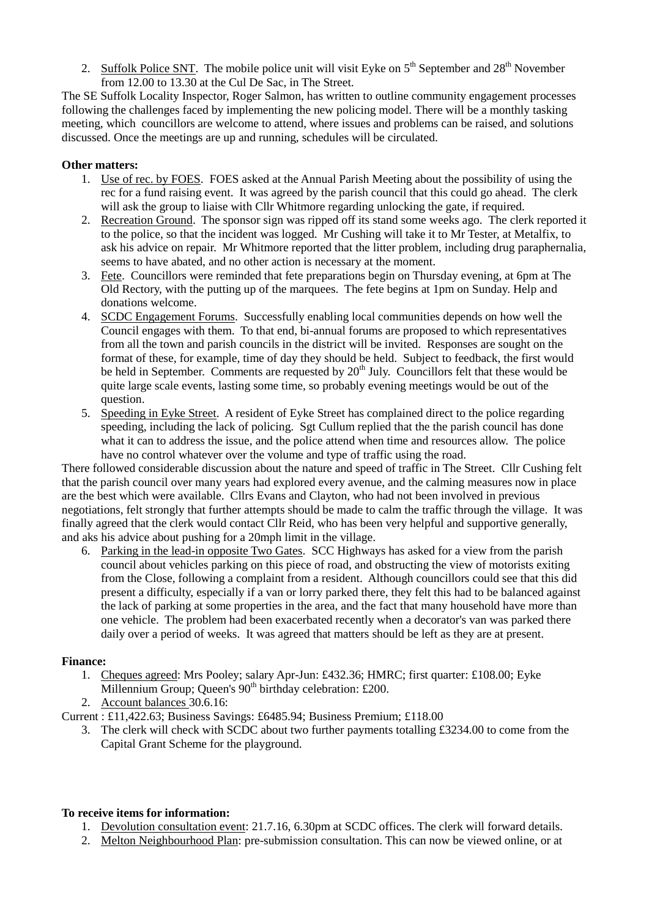2. Suffolk Police SNT. The mobile police unit will visit Eyke on 5th September and 28th November from 12.00 to 13.30 at the Cul De Sac, in The Street.

The SE Suffolk Locality Inspector, Roger Salmon, has written to outline community engagement processes following the challenges faced by implementing the new policing model. There will be a monthly tasking meeting, which councillors are welcome to attend, where issues and problems can be raised, and solutions discussed. Once the meetings are up and running, schedules will be circulated.

**Other matters:**

1. Use of rec. by FOES. FOES asked at the Annual Parish Meeting about the possibility of using the rec for a fund raising event. It was agreed by the parish council that this could go ahead. The clerk will ask the group to liaise with Cllr Whitmore regarding unlocking the gate, if required.
2. Recreation Ground. The sponsor sign was ripped off its stand some weeks ago. The clerk reported it to the police, so that the incident was logged. Mr Cushing will take it to Mr Tester, at Metalfix, to ask his advice on repair. Mr Whitmore reported that the litter problem, including drug paraphernalia, seems to have abated, and no other action is necessary at the moment.
3. Fete. Councillors were reminded that fete preparations begin on Thursday evening, at 6pm at The Old Rectory, with the putting up of the marquees. The fete begins at 1pm on Sunday. Help and donations welcome.
4. SCDC Engagement Forums. Successfully enabling local communities depends on how well the Council engages with them. To that end, bi-annual forums are proposed to which representatives from all the town and parish councils in the district will be invited. Responses are sought on the format of these, for example, time of day they should be held. Subject to feedback, the first would be held in September. Comments are requested by 20th July. Councillors felt that these would be quite large scale events, lasting some time, so probably evening meetings would be out of the question.
5. Speeding in Eyke Street. A resident of Eyke Street has complained direct to the police regarding speeding, including the lack of policing. Sgt Cullum replied that the the parish council has done what it can to address the issue, and the police attend when time and resources allow. The police have no control whatever over the volume and type of traffic using the road.

There followed considerable discussion about the nature and speed of traffic in The Street. Cllr Cushing felt that the parish council over many years had explored every avenue, and the calming measures now in place are the best which were available. Cllrs Evans and Clayton, who had not been involved in previous negotiations, felt strongly that further attempts should be made to calm the traffic through the village. It was finally agreed that the clerk would contact Cllr Reid, who has been very helpful and supportive generally, and aks his advice about pushing for a 20mph limit in the village.

6. Parking in the lead-in opposite Two Gates. SCC Highways has asked for a view from the parish council about vehicles parking on this piece of road, and obstructing the view of motorists exiting from the Close, following a complaint from a resident. Although councillors could see that this did present a difficulty, especially if a van or lorry parked there, they felt this had to be balanced against the lack of parking at some properties in the area, and the fact that many household have more than one vehicle. The problem had been exacerbated recently when a decorator's van was parked there daily over a period of weeks. It was agreed that matters should be left as they are at present.

**Finance:**

1. Cheques agreed: Mrs Pooley; salary Apr-Jun: £432.36; HMRC; first quarter: £108.00; Eyke Millennium Group; Queen's 90th birthday celebration: £200.
2. Account balances 30.6.16:

Current : £11,422.63; Business Savings: £6485.94; Business Premium; £118.00

3. The clerk will check with SCDC about two further payments totalling £3234.00 to come from the Capital Grant Scheme for the playground.

**To receive items for information:**

1. Devolution consultation event: 21.7.16, 6.30pm at SCDC offices. The clerk will forward details.
2. Melton Neighbourhood Plan: pre-submission consultation. This can now be viewed online, or at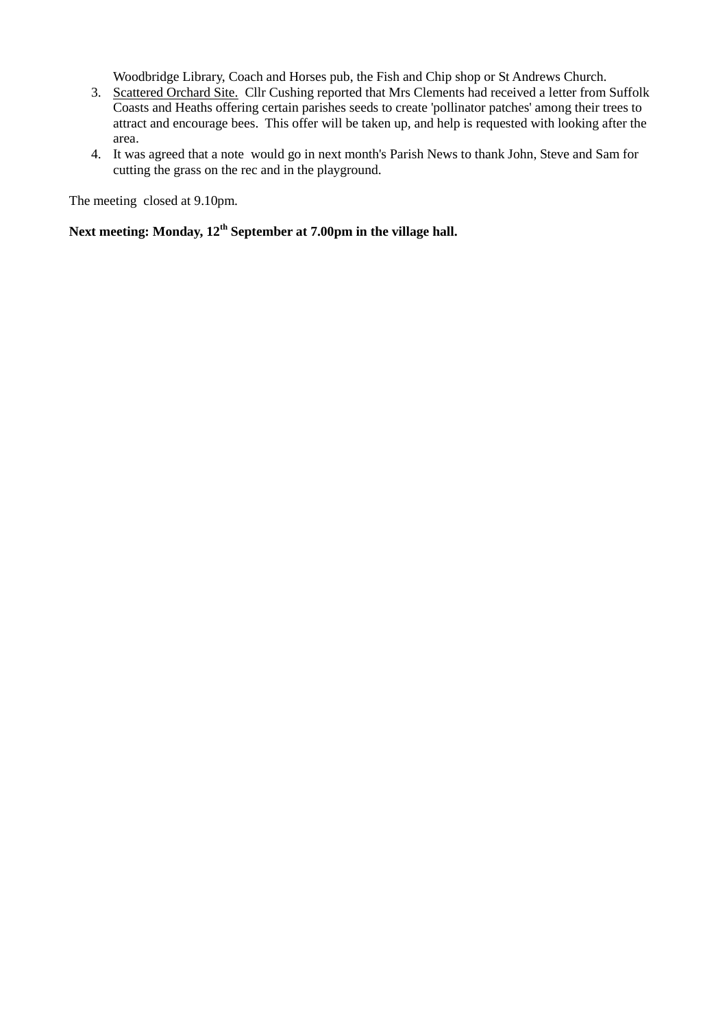Woodbridge Library, Coach and Horses pub, the Fish and Chip shop or St Andrews Church.

3. Scattered Orchard Site. Cllr Cushing reported that Mrs Clements had received a letter from Suffolk Coasts and Heaths offering certain parishes seeds to create 'pollinator patches' among their trees to attract and encourage bees. This offer will be taken up, and help is requested with looking after the area.
4. It was agreed that a note would go in next month's Parish News to thank John, Steve and Sam for cutting the grass on the rec and in the playground.

The meeting closed at 9.10pm.

**Next meeting: Monday, 12th September at 7.00pm in the village hall.**